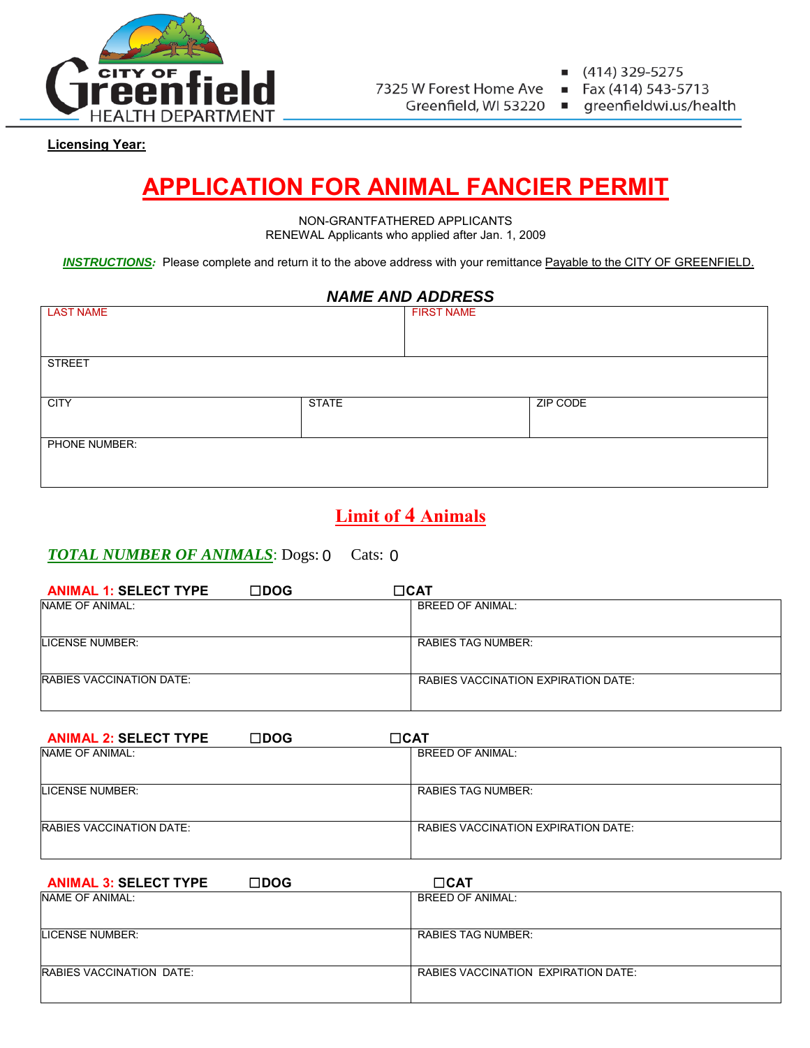CITY OF Greenfield HEALTH DEPARTMENT

7325 W Forest Home Ave
Greenfield, WI 53220

- (414) 329-5275
- Fax (414) 543-5713
- greenfieldwi.us/health

**Licensing Year:**

# APPLICATION FOR ANIMAL FANCIER PERMIT

NON-GRANTFATHERED APPLICANTS
RENEWAL Applicants who applied after Jan. 1, 2009

***INSTRUCTIONS:*** Please complete and return it to the above address with your remittance Payable to the CITY OF GREENFIELD.

## *NAME AND ADDRESS*

| LAST NAME | | FIRST NAME |
|---|---|---|
| STREET | | |
| CITY | STATE | ZIP CODE |
| PHONE NUMBER: | | |

## Limit of 4 Animals

***TOTAL NUMBER OF ANIMALS***: Dogs: 0 Cats: 0

**ANIMAL 1: SELECT TYPE** ☐**DOG** ☐**CAT**

| NAME OF ANIMAL: | BREED OF ANIMAL: |
|---|---|
| LICENSE NUMBER: | RABIES TAG NUMBER: |
| RABIES VACCINATION DATE: | RABIES VACCINATION EXPIRATION DATE: |

**ANIMAL 2: SELECT TYPE** ☐**DOG** ☐**CAT**

| NAME OF ANIMAL: | BREED OF ANIMAL: |
|---|---|
| LICENSE NUMBER: | RABIES TAG NUMBER: |
| RABIES VACCINATION DATE: | RABIES VACCINATION EXPIRATION DATE: |

**ANIMAL 3: SELECT TYPE** ☐**DOG** ☐**CAT**

| NAME OF ANIMAL: | BREED OF ANIMAL: |
|---|---|
| LICENSE NUMBER: | RABIES TAG NUMBER: |
| RABIES VACCINATION DATE: | RABIES VACCINATION EXPIRATION DATE: |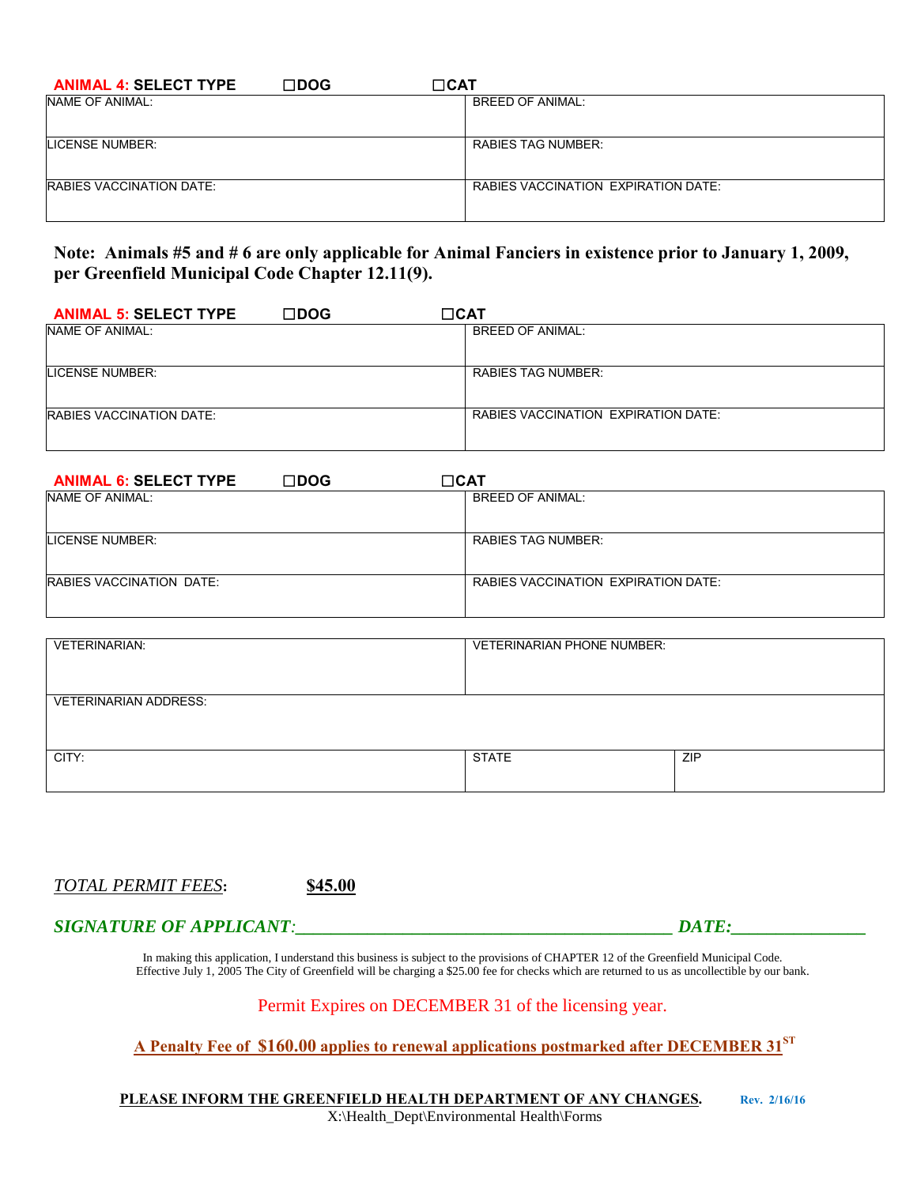**ANIMAL 4: SELECT TYPE** ☐**DOG** ☐**CAT**

| | |
|---|---|
| NAME OF ANIMAL: | BREED OF ANIMAL: |
| LICENSE NUMBER: | RABIES TAG NUMBER: |
| RABIES VACCINATION DATE: | RABIES VACCINATION EXPIRATION DATE: |

**Note: Animals #5 and # 6 are only applicable for Animal Fanciers in existence prior to January 1, 2009, per Greenfield Municipal Code Chapter 12.11(9).**

**ANIMAL 5: SELECT TYPE** ☐**DOG** ☐**CAT**

| | |
|---|---|
| NAME OF ANIMAL: | BREED OF ANIMAL: |
| LICENSE NUMBER: | RABIES TAG NUMBER: |
| RABIES VACCINATION DATE: | RABIES VACCINATION EXPIRATION DATE: |

**ANIMAL 6: SELECT TYPE** ☐**DOG** ☐**CAT**

| | |
|---|---|
| NAME OF ANIMAL: | BREED OF ANIMAL: |
| LICENSE NUMBER: | RABIES TAG NUMBER: |
| RABIES VACCINATION DATE: | RABIES VACCINATION EXPIRATION DATE: |

| | | |
|---|---|---|
| VETERINARIAN: | VETERINARIAN PHONE NUMBER: | |
| VETERINARIAN ADDRESS: | | |
| CITY: | STATE | ZIP |

***TOTAL PERMIT FEES*:** **$45.00**

***SIGNATURE OF APPLICANT*:\_\_\_\_\_\_\_\_\_\_\_\_\_\_\_\_\_\_\_\_\_\_\_\_\_\_\_\_\_\_\_\_\_\_\_\_\_\_\_\_\_\_ *DATE*:\_\_\_\_\_\_\_\_\_\_\_\_\_\_\_**

In making this application, I understand this business is subject to the provisions of CHAPTER 12 of the Greenfield Municipal Code.
Effective July 1, 2005 The City of Greenfield will be charging a $25.00 fee for checks which are returned to us as uncollectible by our bank.

Permit Expires on DECEMBER 31 of the licensing year.

**A Penalty Fee of $160.00 applies to renewal applications postmarked after DECEMBER 31ST**

**PLEASE INFORM THE GREENFIELD HEALTH DEPARTMENT OF ANY CHANGES.** **Rev. 2/16/16**

X:\Health_Dept\Environmental Health\Forms